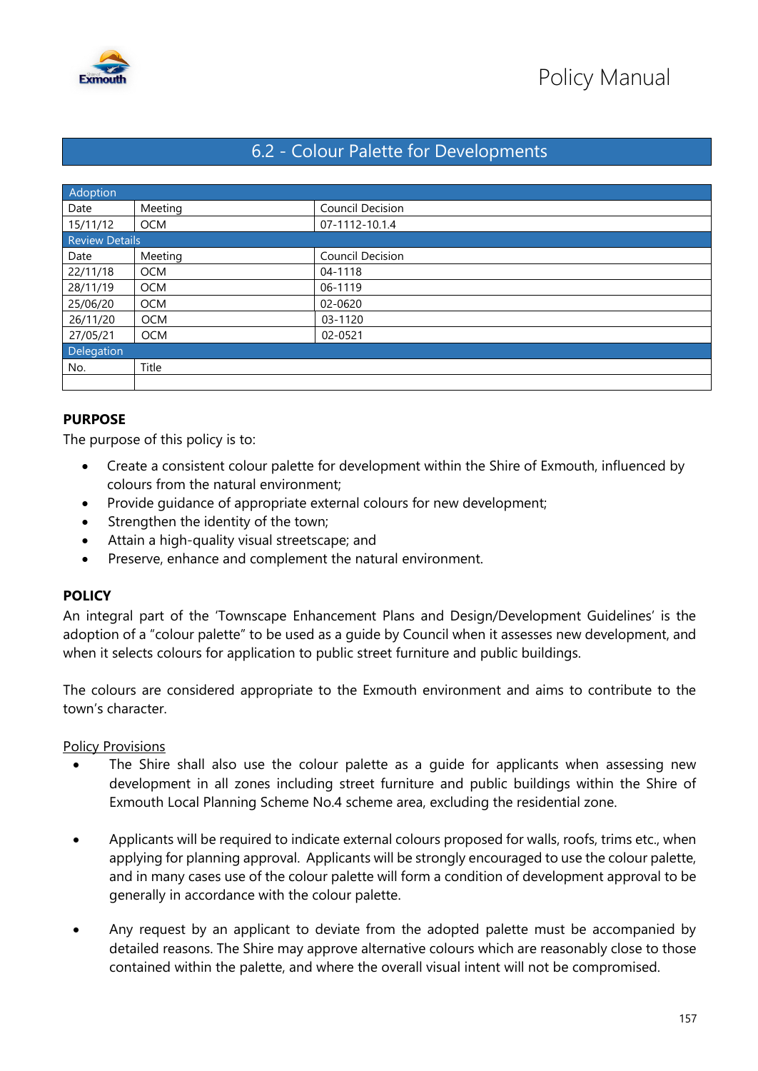# 6.2 - Colour Palette for Developments

| Adoption | | |
|---|---|---|
| Date | Meeting | Council Decision |
| 15/11/12 | OCM | 07-1112-10.1.4 |
| **Review Details** | | |
| Date | Meeting | Council Decision |
| 22/11/18 | OCM | 04-1118 |
| 28/11/19 | OCM | 06-1119 |
| 25/06/20 | OCM | 02-0620 |
| 26/11/20 | OCM | 03-1120 |
| 27/05/21 | OCM | 02-0521 |
| **Delegation** | | |
| No. | Title | |
| | | |

## PURPOSE

The purpose of this policy is to:

- Create a consistent colour palette for development within the Shire of Exmouth, influenced by colours from the natural environment;
- Provide guidance of appropriate external colours for new development;
- Strengthen the identity of the town;
- Attain a high-quality visual streetscape; and
- Preserve, enhance and complement the natural environment.

## POLICY

An integral part of the 'Townscape Enhancement Plans and Design/Development Guidelines' is the adoption of a "colour palette" to be used as a guide by Council when it assesses new development, and when it selects colours for application to public street furniture and public buildings.

The colours are considered appropriate to the Exmouth environment and aims to contribute to the town's character.

<u>Policy Provisions</u>

- The Shire shall also use the colour palette as a guide for applicants when assessing new development in all zones including street furniture and public buildings within the Shire of Exmouth Local Planning Scheme No.4 scheme area, excluding the residential zone.

- Applicants will be required to indicate external colours proposed for walls, roofs, trims etc., when applying for planning approval. Applicants will be strongly encouraged to use the colour palette, and in many cases use of the colour palette will form a condition of development approval to be generally in accordance with the colour palette.

- Any request by an applicant to deviate from the adopted palette must be accompanied by detailed reasons. The Shire may approve alternative colours which are reasonably close to those contained within the palette, and where the overall visual intent will not be compromised.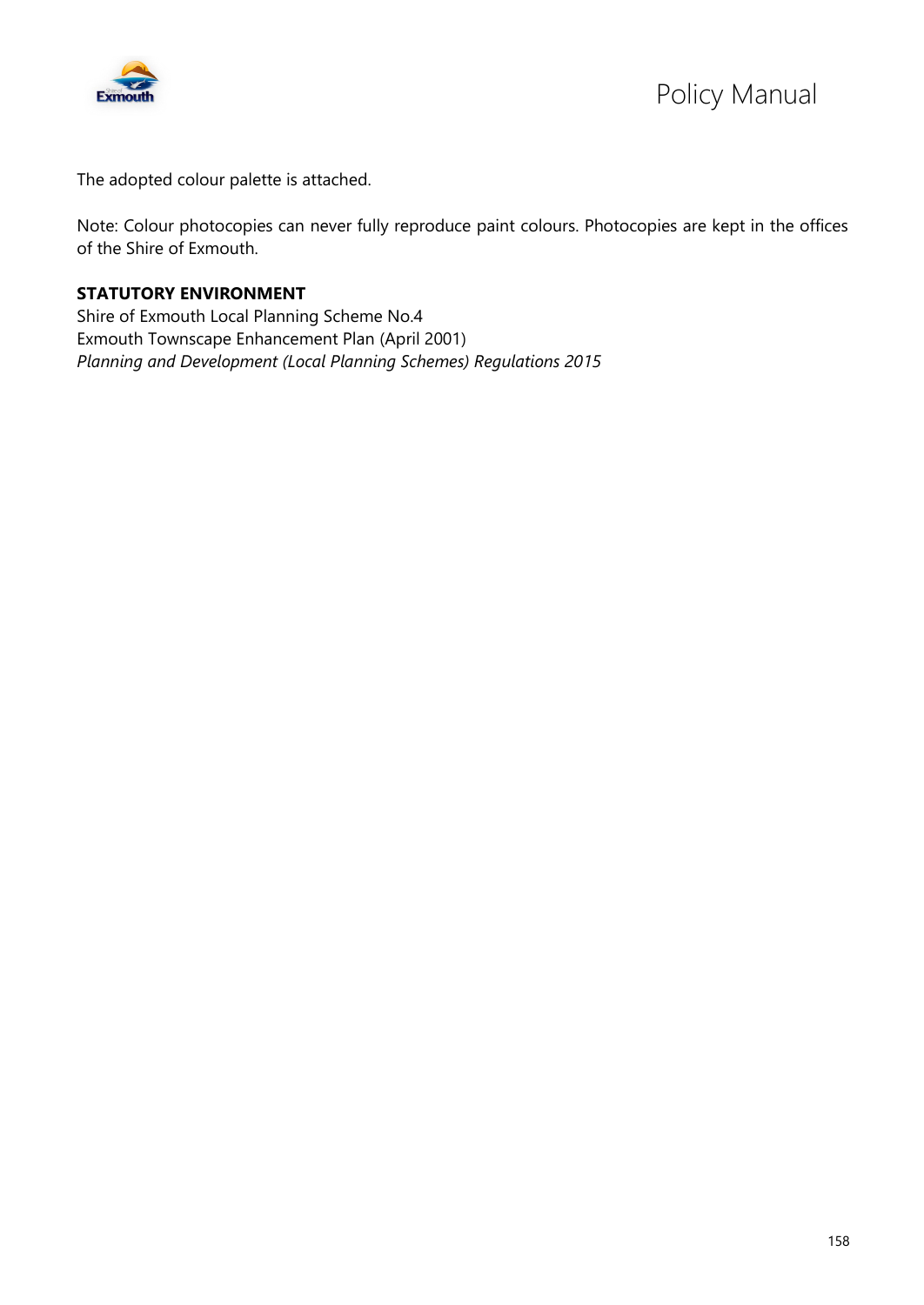The adopted colour palette is attached.

Note: Colour photocopies can never fully reproduce paint colours. Photocopies are kept in the offices of the Shire of Exmouth.

**STATUTORY ENVIRONMENT**

Shire of Exmouth Local Planning Scheme No.4
Exmouth Townscape Enhancement Plan (April 2001)
*Planning and Development (Local Planning Schemes) Regulations 2015*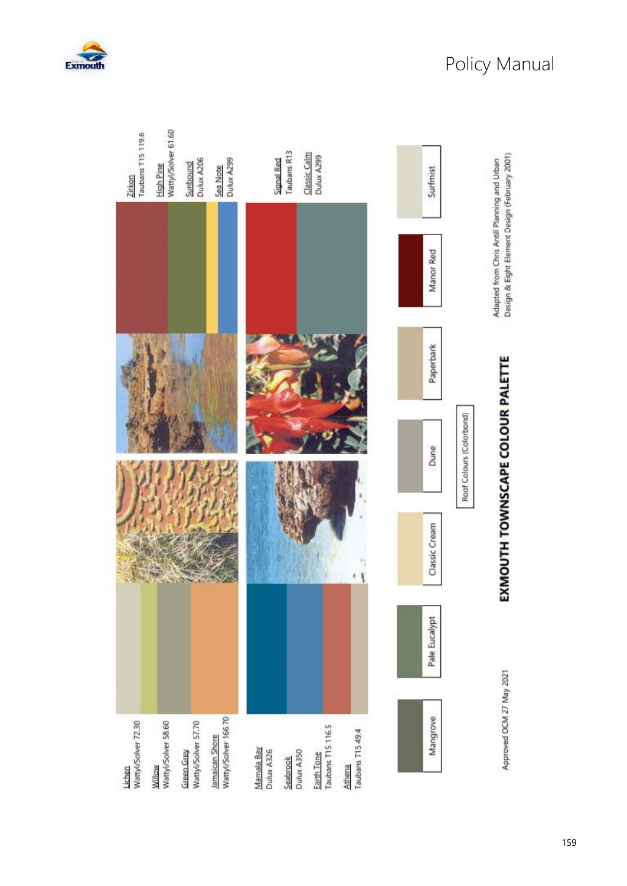# EXMOUTH TOWNSCAPE COLOUR PALETTE

Lichen
Wattyl/Solver 72.30

Willow
Wattyl/Solver 58.60

Green Grey
Wattyl/Solver 57.70

Jamaican Shore
Wattyl/Solver 166.70

Zirkon
Taubans T15 119.6

High Pine
Wattyl/Solver 61.60

Sunbound
Dulux A206

Sea Note
Dulux A299

Mamala Bay
Dulux A326

Seabrook
Dulux A350

Earth Tone
Taubans T15 116.5

Athena
Taubans T15 49.4

Signal Red
Taubans R13

Classic Calm
Dulux A299

Roof Colours (Colorbond)

Mangrove

Pale Eucalypt

Classic Cream

Dune

Paperbark

Manor Red

Surfmist

Approved OCM 27 May 2021

Adapted from Chris Antill Planning and Urban Design & Eight Element Design (February 2001)